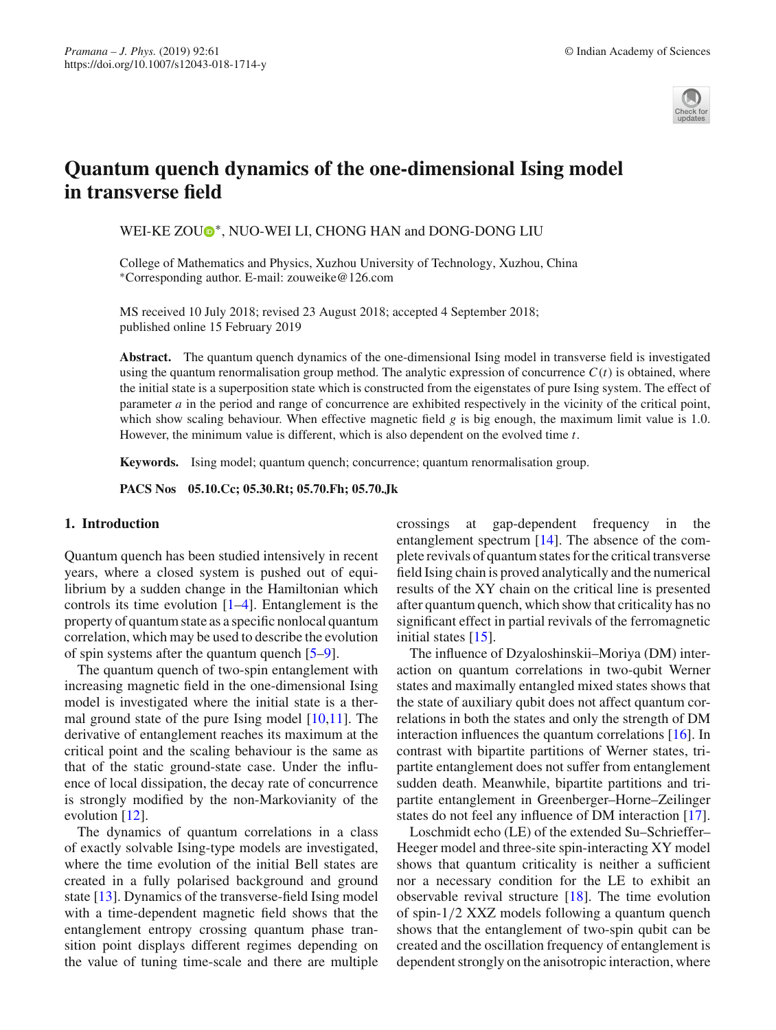# Quantum quench dynamics of the one-dimensional Ising model in transverse field

WEI-KE ZOU*, NUO-WEI LI, CHONG HAN and DONG-DONG LIU

College of Mathematics and Physics, Xuzhou University of Technology, Xuzhou, China
*Corresponding author. E-mail: zouweike@126.com

MS received 10 July 2018; revised 23 August 2018; accepted 4 September 2018; published online 15 February 2019

**Abstract.** The quantum quench dynamics of the one-dimensional Ising model in transverse field is investigated using the quantum renormalisation group method. The analytic expression of concurrence $C(t)$ is obtained, where the initial state is a superposition state which is constructed from the eigenstates of pure Ising system. The effect of parameter $a$ in the period and range of concurrence are exhibited respectively in the vicinity of the critical point, which show scaling behaviour. When effective magnetic field $g$ is big enough, the maximum limit value is 1.0. However, the minimum value is different, which is also dependent on the evolved time $t$.

**Keywords.** Ising model; quantum quench; concurrence; quantum renormalisation group.

**PACS Nos** 05.10.Cc; 05.30.Rt; 05.70.Fh; 05.70.Jk

## 1. Introduction

Quantum quench has been studied intensively in recent years, where a closed system is pushed out of equilibrium by a sudden change in the Hamiltonian which controls its time evolution [1–4]. Entanglement is the property of quantum state as a specific nonlocal quantum correlation, which may be used to describe the evolution of spin systems after the quantum quench [5–9].

The quantum quench of two-spin entanglement with increasing magnetic field in the one-dimensional Ising model is investigated where the initial state is a thermal ground state of the pure Ising model [10,11]. The derivative of entanglement reaches its maximum at the critical point and the scaling behaviour is the same as that of the static ground-state case. Under the influence of local dissipation, the decay rate of concurrence is strongly modified by the non-Markovianity of the evolution [12].

The dynamics of quantum correlations in a class of exactly solvable Ising-type models are investigated, where the time evolution of the initial Bell states are created in a fully polarised background and ground state [13]. Dynamics of the transverse-field Ising model with a time-dependent magnetic field shows that the entanglement entropy crossing quantum phase transition point displays different regimes depending on the value of tuning time-scale and there are multiple crossings at gap-dependent frequency in the entanglement spectrum [14]. The absence of the complete revivals of quantum states for the critical transverse field Ising chain is proved analytically and the numerical results of the XY chain on the critical line is presented after quantum quench, which show that criticality has no significant effect in partial revivals of the ferromagnetic initial states [15].

The influence of Dzyaloshinskii–Moriya (DM) interaction on quantum correlations in two-qubit Werner states and maximally entangled mixed states shows that the state of auxiliary qubit does not affect quantum correlations in both the states and only the strength of DM interaction influences the quantum correlations [16]. In contrast with bipartite partitions of Werner states, tripartite entanglement does not suffer from entanglement sudden death. Meanwhile, bipartite partitions and tripartite entanglement in Greenberger–Horne–Zeilinger states do not feel any influence of DM interaction [17].

Loschmidt echo (LE) of the extended Su–Schrieffer–Heeger model and three-site spin-interacting XY model shows that quantum criticality is neither a sufficient nor a necessary condition for the LE to exhibit an observable revival structure [18]. The time evolution of spin-1/2 XXZ models following a quantum quench shows that the entanglement of two-spin qubit can be created and the oscillation frequency of entanglement is dependent strongly on the anisotropic interaction, where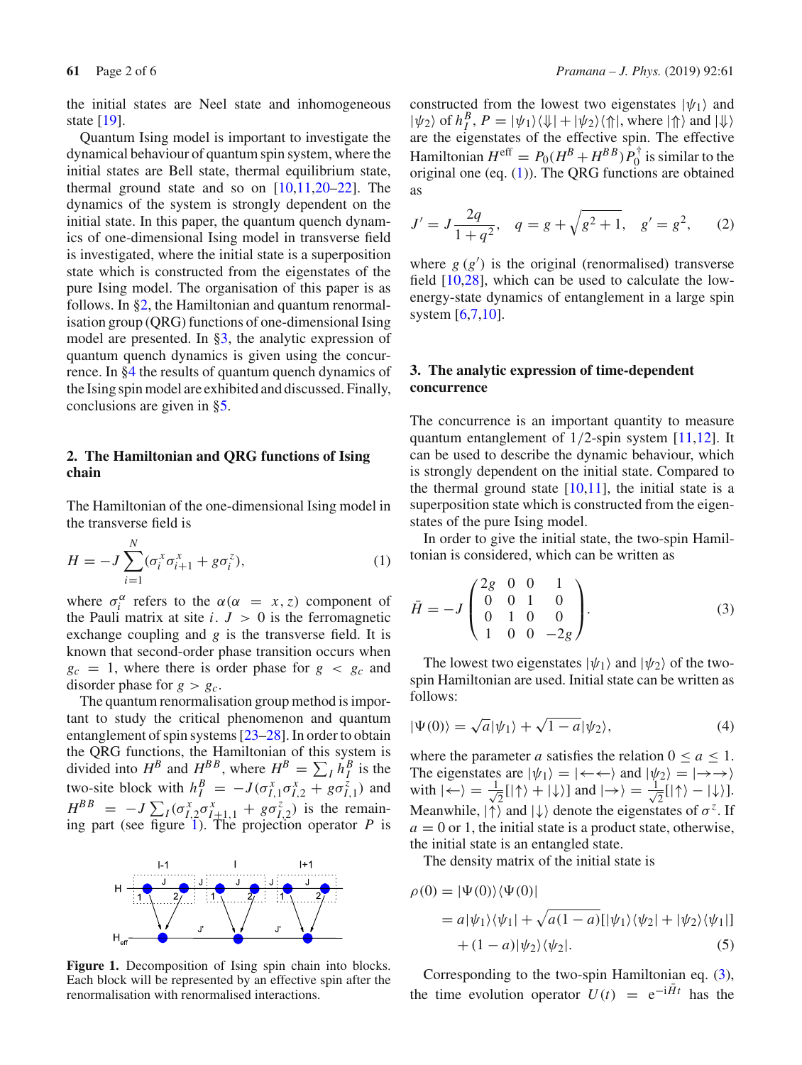the initial states are Neel state and inhomogeneous state [19].

Quantum Ising model is important to investigate the dynamical behaviour of quantum spin system, where the initial states are Bell state, thermal equilibrium state, thermal ground state and so on [10,11,20–22]. The dynamics of the system is strongly dependent on the initial state. In this paper, the quantum quench dynamics of one-dimensional Ising model in transverse field is investigated, where the initial state is a superposition state which is constructed from the eigenstates of the pure Ising model. The organisation of this paper is as follows. In §2, the Hamiltonian and quantum renormalisation group (QRG) functions of one-dimensional Ising model are presented. In §3, the analytic expression of quantum quench dynamics is given using the concurrence. In §4 the results of quantum quench dynamics of the Ising spin model are exhibited and discussed. Finally, conclusions are given in §5.

## 2. The Hamiltonian and QRG functions of Ising chain

The Hamiltonian of the one-dimensional Ising model in the transverse field is

$$H = -J\sum_{i=1}^{N}(\sigma_i^x\sigma_{i+1}^x + g\sigma_i^z), \tag{1}$$

where $\sigma_i^\alpha$ refers to the $\alpha(\alpha = x, z)$ component of the Pauli matrix at site $i$. $J > 0$ is the ferromagnetic exchange coupling and $g$ is the transverse field. It is known that second-order phase transition occurs when $g_c = 1$, where there is order phase for $g < g_c$ and disorder phase for $g > g_c$.

The quantum renormalisation group method is important to study the critical phenomenon and quantum entanglement of spin systems [23–28]. In order to obtain the QRG functions, the Hamiltonian of this system is divided into $H^B$ and $H^{BB}$, where $H^B = \sum_I h_I^B$ is the two-site block with $h_I^B = -J(\sigma_{I,1}^x\sigma_{I,2}^x + g\sigma_{I,1}^z)$ and $H^{BB} = -J\sum_I(\sigma_{I,2}^x\sigma_{I+1,1}^x + g\sigma_{I,2}^z)$ is the remaining part (see figure 1). The projection operator $P$ is constructed from the lowest two eigenstates $|\psi_1\rangle$ and $|\psi_2\rangle$ of $h_I^B$, $P = |\psi_1\rangle\langle\Downarrow| + |\psi_2\rangle\langle\Uparrow|$, where $|\Uparrow\rangle$ and $|\Downarrow\rangle$ are the eigenstates of the effective spin. The effective Hamiltonian $H^{\text{eff}} = P_0(H^B + H^{BB})P_0^\dagger$ is similar to the original one (eq. (1)). The QRG functions are obtained as

$$J' = J\frac{2q}{1+q^2}, \quad q = g + \sqrt{g^2+1}, \quad g' = g^2, \tag{2}$$

where $g$ ($g'$) is the original (renormalised) transverse field [10,28], which can be used to calculate the low-energy-state dynamics of entanglement in a large spin system [6,7,10].

Figure 1. Decomposition of Ising spin chain into blocks. Each block will be represented by an effective spin after the renormalisation with renormalised interactions.

## 3. The analytic expression of time-dependent concurrence

The concurrence is an important quantity to measure quantum entanglement of 1/2-spin system [11,12]. It can be used to describe the dynamic behaviour, which is strongly dependent on the initial state. Compared to the thermal ground state [10,11], the initial state is a superposition state which is constructed from the eigenstates of the pure Ising model.

In order to give the initial state, the two-spin Hamiltonian is considered, which can be written as

$$\bar{H} = -J\begin{pmatrix} 2g & 0 & 0 & 1 \\ 0 & 0 & 1 & 0 \\ 0 & 1 & 0 & 0 \\ 1 & 0 & 0 & -2g \end{pmatrix}. \tag{3}$$

The lowest two eigenstates $|\psi_1\rangle$ and $|\psi_2\rangle$ of the two-spin Hamiltonian are used. Initial state can be written as follows:

$$|\Psi(0)\rangle = \sqrt{a}|\psi_1\rangle + \sqrt{1-a}|\psi_2\rangle, \tag{4}$$

where the parameter $a$ satisfies the relation $0 \le a \le 1$. The eigenstates are $|\psi_1\rangle = |\leftarrow\leftarrow\rangle$ and $|\psi_2\rangle = |\rightarrow\rightarrow\rangle$ with $|\leftarrow\rangle = \frac{1}{\sqrt{2}}[|\uparrow\rangle + |\downarrow\rangle]$ and $|\rightarrow\rangle = \frac{1}{\sqrt{2}}[|\uparrow\rangle - |\downarrow\rangle]$. Meanwhile, $|\uparrow\rangle$ and $|\downarrow\rangle$ denote the eigenstates of $\sigma^z$. If $a = 0$ or 1, the initial state is a product state, otherwise, the initial state is an entangled state.

The density matrix of the initial state is

$$\begin{aligned}\rho(0) &= |\Psi(0)\rangle\langle\Psi(0)| \\ &= a|\psi_1\rangle\langle\psi_1| + \sqrt{a(1-a)}[|\psi_1\rangle\langle\psi_2| + |\psi_2\rangle\langle\psi_1|] \\ &\quad + (1-a)|\psi_2\rangle\langle\psi_2|.\end{aligned} \tag{5}$$

Corresponding to the two-spin Hamiltonian eq. (3), the time evolution operator $U(t) = \mathrm{e}^{-\mathrm{i}\bar{H}t}$ has the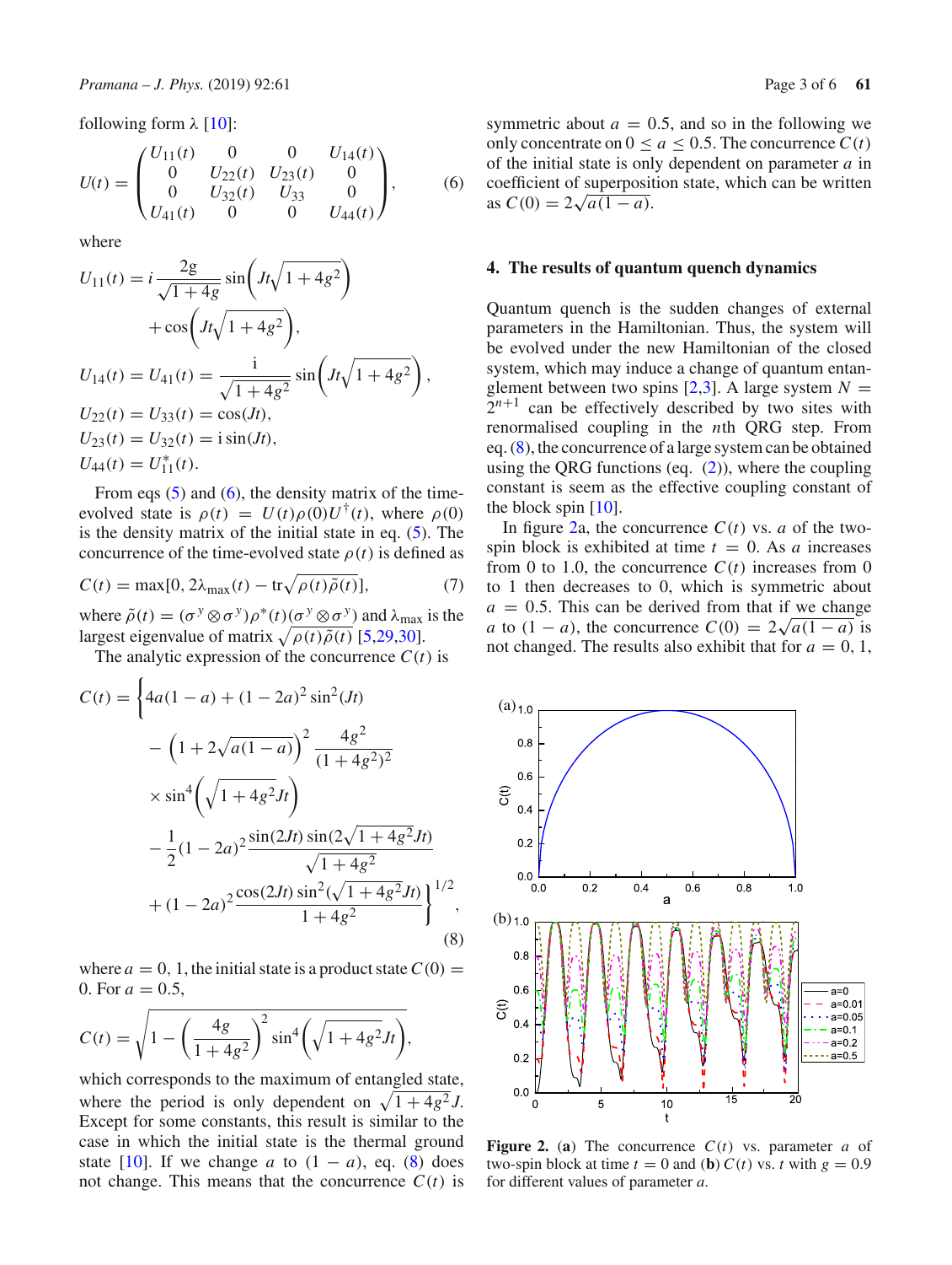following form λ [10]:

$$U(t) = \begin{pmatrix} U_{11}(t) & 0 & 0 & U_{14}(t) \\ 0 & U_{22}(t) & U_{23}(t) & 0 \\ 0 & U_{32}(t) & U_{33} & 0 \\ U_{41}(t) & 0 & 0 & U_{44}(t) \end{pmatrix}, \tag{6}$$

where

$$U_{11}(t) = i\frac{2g}{\sqrt{1+4g}}\sin\left(Jt\sqrt{1+4g^2}\right) + \cos\left(Jt\sqrt{1+4g^2}\right),$$

$$U_{14}(t) = U_{41}(t) = \frac{\mathrm{i}}{\sqrt{1+4g^2}}\sin\left(Jt\sqrt{1+4g^2}\right),$$

$$U_{22}(t) = U_{33}(t) = \cos(Jt),$$

$$U_{23}(t) = U_{32}(t) = \mathrm{i}\sin(Jt),$$

$$U_{44}(t) = U_{11}^*(t).$$

From eqs (5) and (6), the density matrix of the time-evolved state is $\rho(t) = U(t)\rho(0)U^\dagger(t)$, where $\rho(0)$ is the density matrix of the initial state in eq. (5). The concurrence of the time-evolved state $\rho(t)$ is defined as

$$C(t) = \max[0, 2\lambda_{\max}(t) - \mathrm{tr}\sqrt{\rho(t)\tilde{\rho}(t)}], \tag{7}$$

where $\tilde{\rho}(t) = (\sigma^y \otimes \sigma^y)\rho^*(t)(\sigma^y \otimes \sigma^y)$ and $\lambda_{\max}$ is the largest eigenvalue of matrix $\sqrt{\rho(t)\tilde{\rho}(t)}$ [5,29,30].

The analytic expression of the concurrence $C(t)$ is

$$C(t) = \Bigg\{4a(1-a) + (1-2a)^2\sin^2(Jt) - \left(1+2\sqrt{a(1-a)}\right)^2\frac{4g^2}{(1+4g^2)^2} \times \sin^4\left(\sqrt{1+4g^2}Jt\right) - \frac{1}{2}(1-2a)^2\frac{\sin(2Jt)\sin(2\sqrt{1+4g^2}Jt)}{\sqrt{1+4g^2}} + (1-2a)^2\frac{\cos(2Jt)\sin^2(\sqrt{1+4g^2}Jt)}{1+4g^2}\Bigg\}^{1/2}, \tag{8}$$

where $a = 0, 1$, the initial state is a product state $C(0) = 0$. For $a = 0.5$,

$$C(t) = \sqrt{1 - \left(\frac{4g}{1+4g^2}\right)^2\sin^4\left(\sqrt{1+4g^2}Jt\right)},$$

which corresponds to the maximum of entangled state, where the period is only dependent on $\sqrt{1+4g^2}J$. Except for some constants, this result is similar to the case in which the initial state is the thermal ground state [10]. If we change $a$ to $(1-a)$, eq. (8) does not change. This means that the concurrence $C(t)$ is symmetric about $a = 0.5$, and so in the following we only concentrate on $0 \le a \le 0.5$. The concurrence $C(t)$ of the initial state is only dependent on parameter $a$ in coefficient of superposition state, which can be written as $C(0) = 2\sqrt{a(1-a)}$.

## 4. The results of quantum quench dynamics

Quantum quench is the sudden changes of external parameters in the Hamiltonian. Thus, the system will be evolved under the new Hamiltonian of the closed system, which may induce a change of quantum entanglement between two spins [2,3]. A large system $N = 2^{n+1}$ can be effectively described by two sites with renormalised coupling in the $n$th QRG step. From eq. (8), the concurrence of a large system can be obtained using the QRG functions (eq. (2)), where the coupling constant is seem as the effective coupling constant of the block spin [10].

In figure 2a, the concurrence $C(t)$ vs. $a$ of the two-spin block is exhibited at time $t = 0$. As $a$ increases from 0 to 1.0, the concurrence $C(t)$ increases from 0 to 1 then decreases to 0, which is symmetric about $a = 0.5$. This can be derived from that if we change $a$ to $(1-a)$, the concurrence $C(0) = 2\sqrt{a(1-a)}$ is not changed. The results also exhibit that for $a = 0$, 1,

**Figure 2.** (**a**) The concurrence $C(t)$ vs. parameter $a$ of two-spin block at time $t = 0$ and (**b**) $C(t)$ vs. $t$ with $g = 0.9$ for different values of parameter $a$.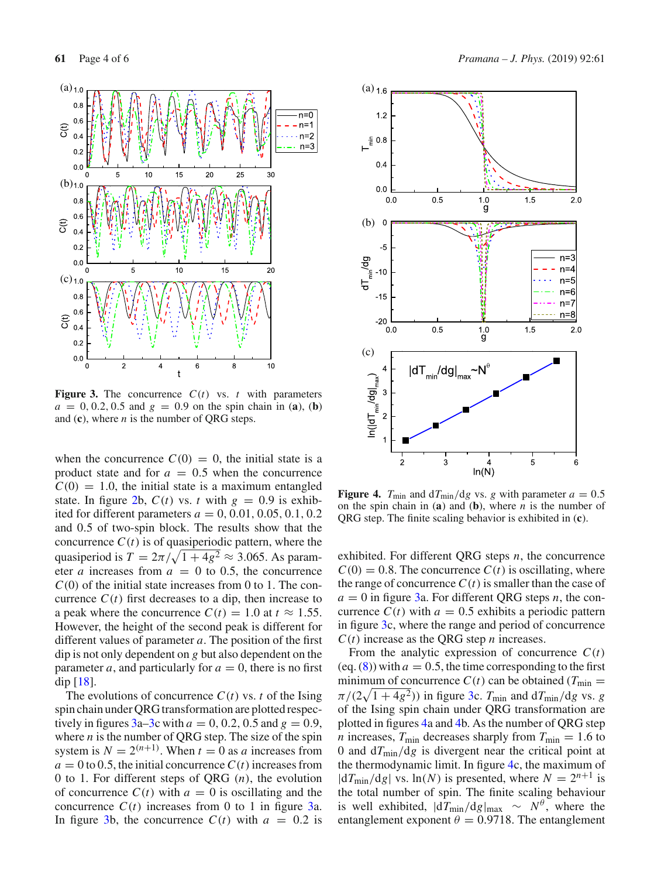Figure 3. The concurrence $C(t)$ vs. $t$ with parameters $a = 0, 0.2, 0.5$ and $g = 0.9$ on the spin chain in (**a**), (**b**) and (**c**), where $n$ is the number of QRG steps.

when the concurrence $C(0) = 0$, the initial state is a product state and for $a = 0.5$ when the concurrence $C(0) = 1.0$, the initial state is a maximum entangled state. In figure 2b, $C(t)$ vs. $t$ with $g = 0.9$ is exhibited for different parameters $a = 0, 0.01, 0.05, 0.1, 0.2$ and 0.5 of two-spin block. The results show that the concurrence $C(t)$ is of quasiperiodic pattern, where the quasiperiod is $T = 2\pi/\sqrt{1+4g^2} \approx 3.065$. As parameter $a$ increases from $a = 0$ to 0.5, the concurrence $C(0)$ of the initial state increases from 0 to 1. The concurrence $C(t)$ first decreases to a dip, then increase to a peak where the concurrence $C(t) = 1.0$ at $t \approx 1.55$. However, the height of the second peak is different for different values of parameter $a$. The position of the first dip is not only dependent on $g$ but also dependent on the parameter $a$, and particularly for $a = 0$, there is no first dip [18].

The evolutions of concurrence $C(t)$ vs. $t$ of the Ising spin chain under QRG transformation are plotted respectively in figures 3a–3c with $a = 0, 0.2, 0.5$ and $g = 0.9$, where $n$ is the number of QRG step. The size of the spin system is $N = 2^{(n+1)}$. When $t = 0$ as $a$ increases from $a = 0$ to 0.5, the initial concurrence $C(t)$ increases from 0 to 1. For different steps of QRG ($n$), the evolution of concurrence $C(t)$ with $a = 0$ is oscillating and the concurrence $C(t)$ increases from 0 to 1 in figure 3a. In figure 3b, the concurrence $C(t)$ with $a = 0.2$ is exhibited. For different QRG steps $n$, the concurrence $C(0) = 0.8$. The concurrence $C(t)$ is oscillating, where the range of concurrence $C(t)$ is smaller than the case of $a = 0$ in figure 3a. For different QRG steps $n$, the concurrence $C(t)$ with $a = 0.5$ exhibits a periodic pattern in figure 3c, where the range and period of concurrence $C(t)$ increase as the QRG step $n$ increases.

Figure 4. $T_{\min}$ and $\mathrm{d}T_{\min}/\mathrm{d}g$ vs. $g$ with parameter $a = 0.5$ on the spin chain in (**a**) and (**b**), where $n$ is the number of QRG step. The finite scaling behavior is exhibited in (**c**).

From the analytic expression of concurrence $C(t)$ (eq. (8)) with $a = 0.5$, the time corresponding to the first minimum of concurrence $C(t)$ can be obtained ($T_{\min} = \pi/(2\sqrt{1+4g^2})$) in figure 3c. $T_{\min}$ and $\mathrm{d}T_{\min}/\mathrm{d}g$ vs. $g$ of the Ising spin chain under QRG transformation are plotted in figures 4a and 4b. As the number of QRG step $n$ increases, $T_{\min}$ decreases sharply from $T_{\min} = 1.6$ to 0 and $\mathrm{d}T_{\min}/\mathrm{d}g$ is divergent near the critical point at the thermodynamic limit. In figure 4c, the maximum of $|\mathrm{d}T_{\min}/\mathrm{d}g|$ vs. $\ln(N)$ is presented, where $N = 2^{n+1}$ is the total number of spin. The finite scaling behaviour is well exhibited, $|\mathrm{d}T_{\min}/\mathrm{d}g|_{\max} \sim N^{\theta}$, where the entanglement exponent $\theta = 0.9718$. The entanglement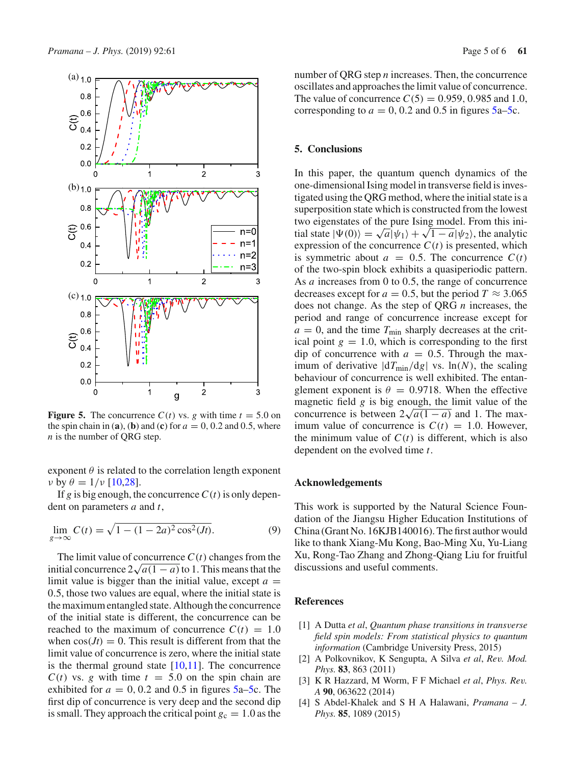Figure 5. The concurrence $C(t)$ vs. $g$ with time $t = 5.0$ on the spin chain in (a), (b) and (c) for $a = 0$, 0.2 and 0.5, where $n$ is the number of QRG step.

exponent $\theta$ is related to the correlation length exponent $\nu$ by $\theta = 1/\nu$ [10,28].

If $g$ is big enough, the concurrence $C(t)$ is only dependent on parameters $a$ and $t$,

$$\lim_{g\to\infty} C(t) = \sqrt{1-(1-2a)^2\cos^2(Jt)}. \tag{9}$$

The limit value of concurrence $C(t)$ changes from the initial concurrence $2\sqrt{a(1-a)}$ to 1. This means that the limit value is bigger than the initial value, except $a = 0.5$, those two values are equal, where the initial state is the maximum entangled state. Although the concurrence of the initial state is different, the concurrence can be reached to the maximum of concurrence $C(t) = 1.0$ when $\cos(Jt) = 0$. This result is different from that the limit value of concurrence is zero, where the initial state is the thermal ground state [10,11]. The concurrence $C(t)$ vs. $g$ with time $t = 5.0$ on the spin chain are exhibited for $a = 0$, 0.2 and 0.5 in figures 5a–5c. The first dip of concurrence is very deep and the second dip is small. They approach the critical point $g_c = 1.0$ as the number of QRG step $n$ increases. Then, the concurrence oscillates and approaches the limit value of concurrence. The value of concurrence $C(5) = 0.959$, 0.985 and 1.0, corresponding to $a = 0$, 0.2 and 0.5 in figures 5a–5c.

## 5. Conclusions

In this paper, the quantum quench dynamics of the one-dimensional Ising model in transverse field is investigated using the QRG method, where the initial state is a superposition state which is constructed from the lowest two eigenstates of the pure Ising model. From this initial state $|\Psi(0)\rangle = \sqrt{a}|\psi_1\rangle + \sqrt{1-a}|\psi_2\rangle$, the analytic expression of the concurrence $C(t)$ is presented, which is symmetric about $a = 0.5$. The concurrence $C(t)$ of the two-spin block exhibits a quasiperiodic pattern. As $a$ increases from 0 to 0.5, the range of concurrence decreases except for $a = 0.5$, but the period $T \approx 3.065$ does not change. As the step of QRG $n$ increases, the period and range of concurrence increase except for $a = 0$, and the time $T_{\min}$ sharply decreases at the critical point $g = 1.0$, which is corresponding to the first dip of concurrence with $a = 0.5$. Through the maximum of derivative $|dT_{\min}/dg|$ vs. $\ln(N)$, the scaling behaviour of concurrence is well exhibited. The entanglement exponent is $\theta = 0.9718$. When the effective magnetic field $g$ is big enough, the limit value of the concurrence is between $2\sqrt{a(1-a)}$ and 1. The maximum value of concurrence is $C(t) = 1.0$. However, the minimum value of $C(t)$ is different, which is also dependent on the evolved time $t$.

## Acknowledgements

This work is supported by the Natural Science Foundation of the Jiangsu Higher Education Institutions of China (Grant No. 16KJB140016). The first author would like to thank Xiang-Mu Kong, Bao-Ming Xu, Yu-Liang Xu, Rong-Tao Zhang and Zhong-Qiang Liu for fruitful discussions and useful comments.

## References

[1] A Dutta *et al*, *Quantum phase transitions in transverse field spin models: From statistical physics to quantum information* (Cambridge University Press, 2015)

[2] A Polkovnikov, K Sengupta, A Silva *et al*, *Rev. Mod. Phys.* **83**, 863 (2011)

[3] K R Hazzard, M Worm, F F Michael *et al*, *Phys. Rev. A* **90**, 063622 (2014)

[4] S Abdel-Khalek and S H A Halawani, *Pramana – J. Phys.* **85**, 1089 (2015)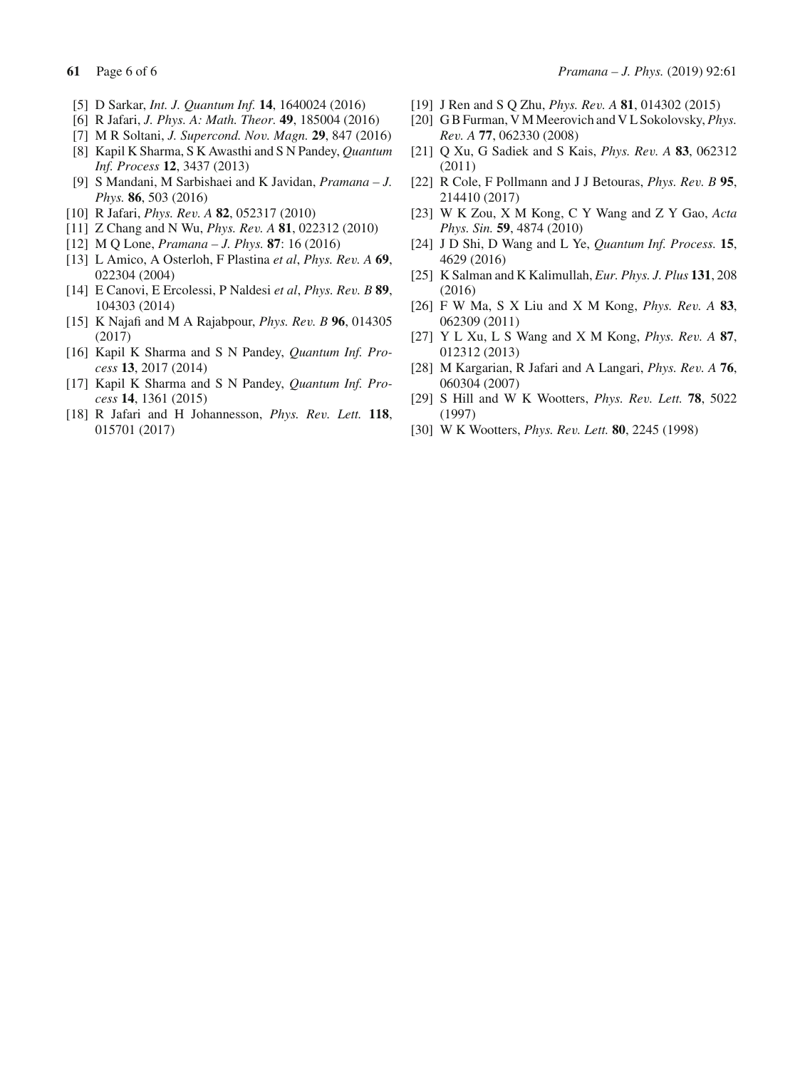[5] D Sarkar, *Int. J. Quantum Inf.* **14**, 1640024 (2016)
[6] R Jafari, *J. Phys. A: Math. Theor.* **49**, 185004 (2016)
[7] M R Soltani, *J. Supercond. Nov. Magn.* **29**, 847 (2016)
[8] Kapil K Sharma, S K Awasthi and S N Pandey, *Quantum Inf. Process* **12**, 3437 (2013)
[9] S Mandani, M Sarbishaei and K Javidan, *Pramana – J. Phys.* **86**, 503 (2016)
[10] R Jafari, *Phys. Rev. A* **82**, 052317 (2010)
[11] Z Chang and N Wu, *Phys. Rev. A* **81**, 022312 (2010)
[12] M Q Lone, *Pramana – J. Phys.* **87**: 16 (2016)
[13] L Amico, A Osterloh, F Plastina *et al*, *Phys. Rev. A* **69**, 022304 (2004)
[14] E Canovi, E Ercolessi, P Naldesi *et al*, *Phys. Rev. B* **89**, 104303 (2014)
[15] K Najafi and M A Rajabpour, *Phys. Rev. B* **96**, 014305 (2017)
[16] Kapil K Sharma and S N Pandey, *Quantum Inf. Process* **13**, 2017 (2014)
[17] Kapil K Sharma and S N Pandey, *Quantum Inf. Process* **14**, 1361 (2015)
[18] R Jafari and H Johannesson, *Phys. Rev. Lett.* **118**, 015701 (2017)
[19] J Ren and S Q Zhu, *Phys. Rev. A* **81**, 014302 (2015)
[20] G B Furman, V M Meerovich and V L Sokolovsky, *Phys. Rev. A* **77**, 062330 (2008)
[21] Q Xu, G Sadiek and S Kais, *Phys. Rev. A* **83**, 062312 (2011)
[22] R Cole, F Pollmann and J J Betouras, *Phys. Rev. B* **95**, 214410 (2017)
[23] W K Zou, X M Kong, C Y Wang and Z Y Gao, *Acta Phys. Sin.* **59**, 4874 (2010)
[24] J D Shi, D Wang and L Ye, *Quantum Inf. Process.* **15**, 4629 (2016)
[25] K Salman and K Kalimullah, *Eur. Phys. J. Plus* **131**, 208 (2016)
[26] F W Ma, S X Liu and X M Kong, *Phys. Rev. A* **83**, 062309 (2011)
[27] Y L Xu, L S Wang and X M Kong, *Phys. Rev. A* **87**, 012312 (2013)
[28] M Kargarian, R Jafari and A Langari, *Phys. Rev. A* **76**, 060304 (2007)
[29] S Hill and W K Wootters, *Phys. Rev. Lett.* **78**, 5022 (1997)
[30] W K Wootters, *Phys. Rev. Lett.* **80**, 2245 (1998)